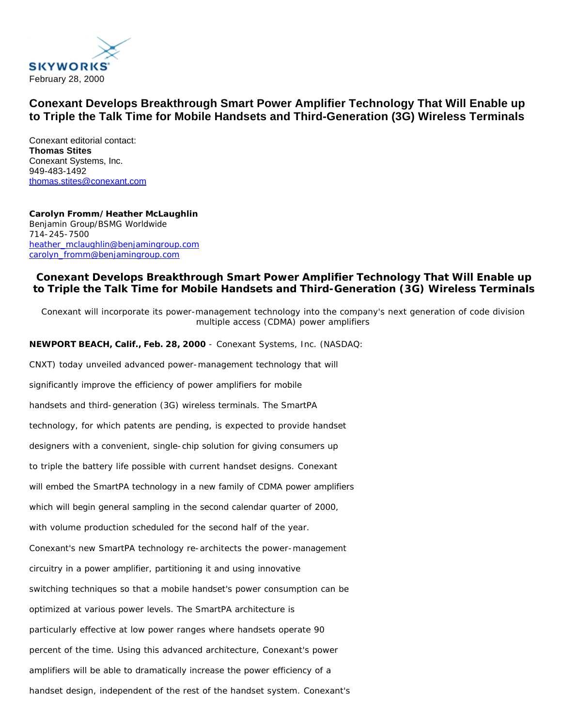SKYWORKS

February 28, 2000

# Conexant Develops Breakthrough Smart Power Amplifier Technology That Will Enable up to Triple the Talk Time for Mobile Handsets and Third-Generation (3G) Wireless Terminals

Conexant editorial contact:
**Thomas Stites**
Conexant Systems, Inc.
949-483-1492
thomas.stites@conexant.com

**Carolyn Fromm/ Heather McLaughlin**
Benjamin Group/BSMG Worldwide
714-245-7500
heather_mclaughlin@benjamingroup.com
carolyn_fromm@benjamingroup.com

## Conexant Develops Breakthrough Smart Power Amplifier Technology That Will Enable up to Triple the Talk Time for Mobile Handsets and Third-Generation (3G) Wireless Terminals

Conexant will incorporate its power-management technology into the company's next generation of code division multiple access (CDMA) power amplifiers

**NEWPORT BEACH, Calif., Feb. 28, 2000** - Conexant Systems, Inc. (NASDAQ: CNXT) today unveiled advanced power-management technology that will significantly improve the efficiency of power amplifiers for mobile handsets and third-generation (3G) wireless terminals. The SmartPA technology, for which patents are pending, is expected to provide handset designers with a convenient, single-chip solution for giving consumers up to triple the battery life possible with current handset designs. Conexant will embed the SmartPA technology in a new family of CDMA power amplifiers which will begin general sampling in the second calendar quarter of 2000, with volume production scheduled for the second half of the year.

Conexant's new SmartPA technology re-architects the power-management circuitry in a power amplifier, partitioning it and using innovative switching techniques so that a mobile handset's power consumption can be optimized at various power levels. The SmartPA architecture is particularly effective at low power ranges where handsets operate 90 percent of the time. Using this advanced architecture, Conexant's power amplifiers will be able to dramatically increase the power efficiency of a handset design, independent of the rest of the handset system. Conexant's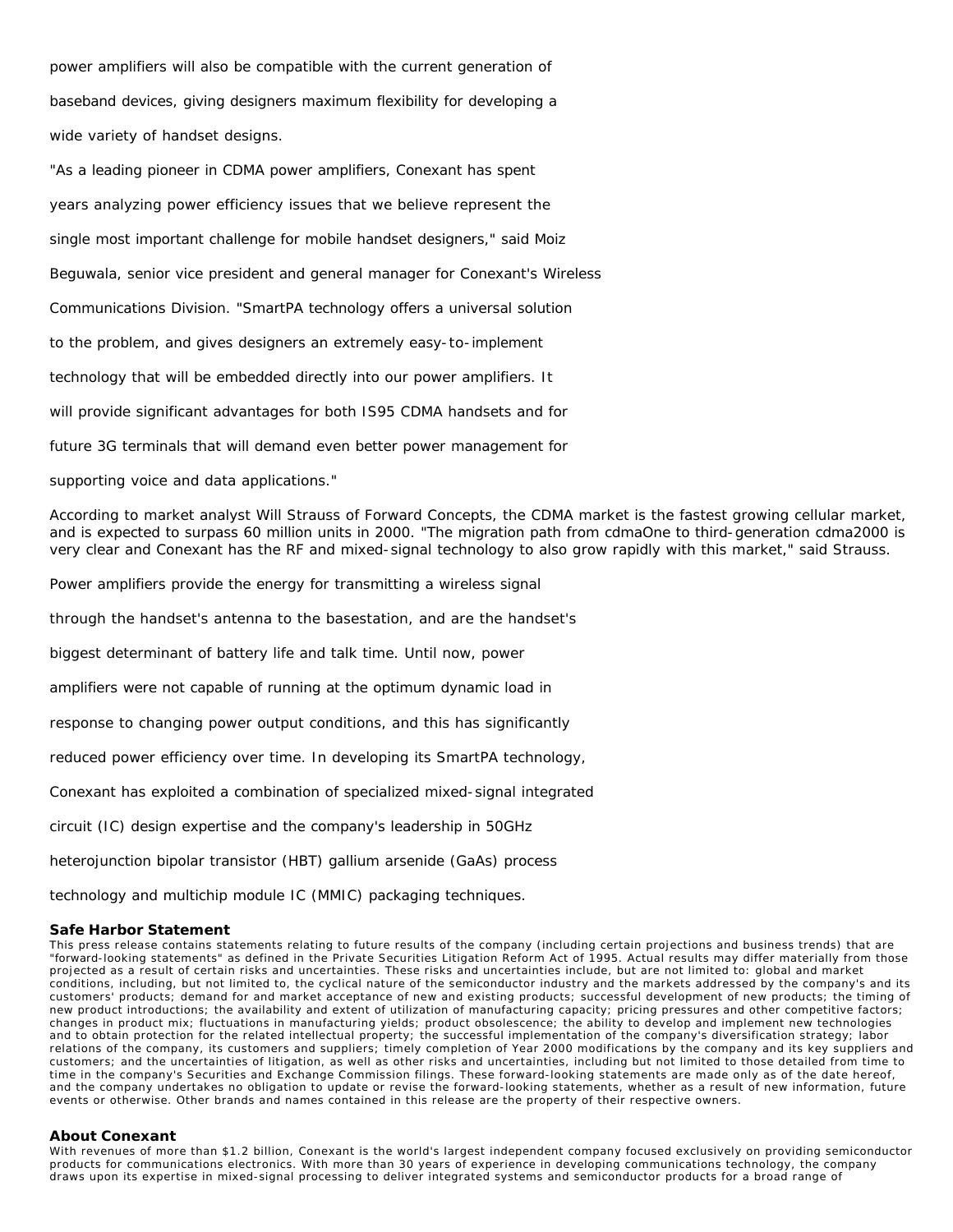power amplifiers will also be compatible with the current generation of baseband devices, giving designers maximum flexibility for developing a wide variety of handset designs.

"As a leading pioneer in CDMA power amplifiers, Conexant has spent years analyzing power efficiency issues that we believe represent the single most important challenge for mobile handset designers," said Moiz Beguwala, senior vice president and general manager for Conexant's Wireless Communications Division. "SmartPA technology offers a universal solution to the problem, and gives designers an extremely easy-to-implement technology that will be embedded directly into our power amplifiers. It will provide significant advantages for both IS95 CDMA handsets and for future 3G terminals that will demand even better power management for supporting voice and data applications."

According to market analyst Will Strauss of Forward Concepts, the CDMA market is the fastest growing cellular market, and is expected to surpass 60 million units in 2000. "The migration path from cdmaOne to third-generation cdma2000 is very clear and Conexant has the RF and mixed-signal technology to also grow rapidly with this market," said Strauss.

Power amplifiers provide the energy for transmitting a wireless signal through the handset's antenna to the basestation, and are the handset's biggest determinant of battery life and talk time. Until now, power amplifiers were not capable of running at the optimum dynamic load in response to changing power output conditions, and this has significantly reduced power efficiency over time. In developing its SmartPA technology, Conexant has exploited a combination of specialized mixed-signal integrated circuit (IC) design expertise and the company's leadership in 50GHz heterojunction bipolar transistor (HBT) gallium arsenide (GaAs) process technology and multichip module IC (MMIC) packaging techniques.

### Safe Harbor Statement

This press release contains statements relating to future results of the company (including certain projections and business trends) that are "forward-looking statements" as defined in the Private Securities Litigation Reform Act of 1995. Actual results may differ materially from those projected as a result of certain risks and uncertainties. These risks and uncertainties include, but are not limited to: global and market conditions, including, but not limited to, the cyclical nature of the semiconductor industry and the markets addressed by the company's and its customers' products; demand for and market acceptance of new and existing products; successful development of new products; the timing of new product introductions; the availability and extent of utilization of manufacturing capacity; pricing pressures and other competitive factors; changes in product mix; fluctuations in manufacturing yields; product obsolescence; the ability to develop and implement new technologies and to obtain protection for the related intellectual property; the successful implementation of the company's diversification strategy; labor relations of the company, its customers and suppliers; timely completion of Year 2000 modifications by the company and its key suppliers and customers; and the uncertainties of litigation, as well as other risks and uncertainties, including but not limited to those detailed from time to time in the company's Securities and Exchange Commission filings. These forward-looking statements are made only as of the date hereof, and the company undertakes no obligation to update or revise the forward-looking statements, whether as a result of new information, future events or otherwise. Other brands and names contained in this release are the property of their respective owners.

### About Conexant

With revenues of more than $1.2 billion, Conexant is the world's largest independent company focused exclusively on providing semiconductor products for communications electronics. With more than 30 years of experience in developing communications technology, the company draws upon its expertise in mixed-signal processing to deliver integrated systems and semiconductor products for a broad range of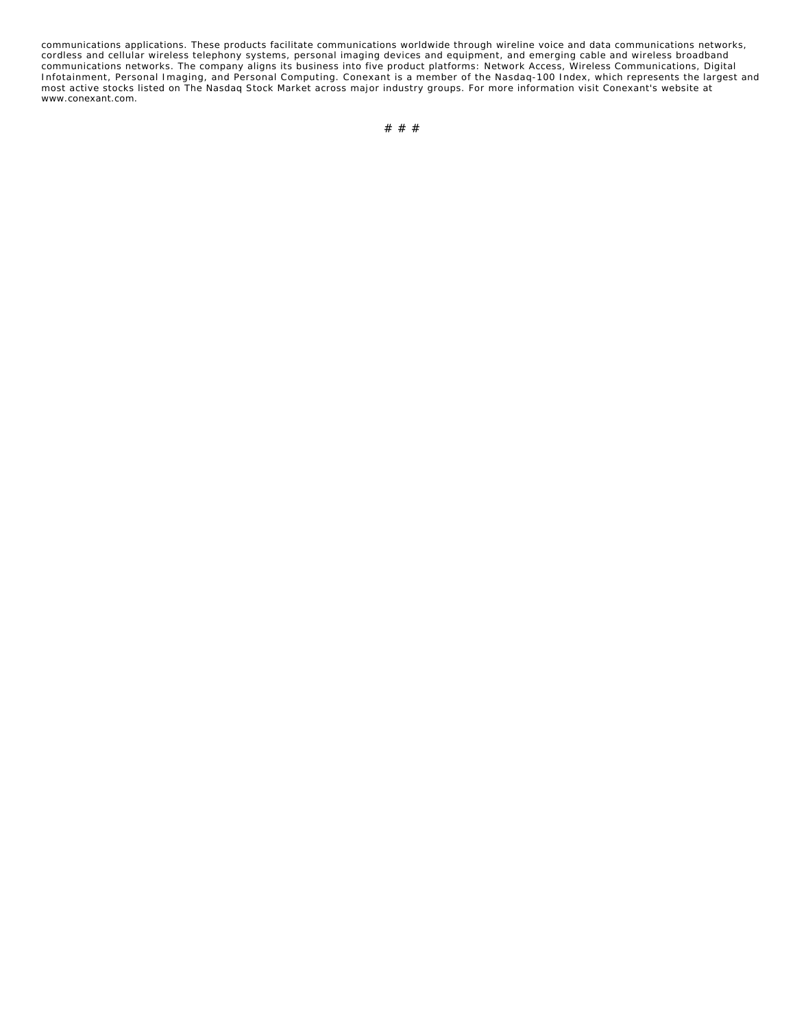communications applications. These products facilitate communications worldwide through wireline voice and data communications networks, cordless and cellular wireless telephony systems, personal imaging devices and equipment, and emerging cable and wireless broadband communications networks. The company aligns its business into five product platforms: Network Access, Wireless Communications, Digital Infotainment, Personal Imaging, and Personal Computing. Conexant is a member of the Nasdaq-100 Index, which represents the largest and most active stocks listed on The Nasdaq Stock Market across major industry groups. For more information visit Conexant's website at www.conexant.com.

# # #